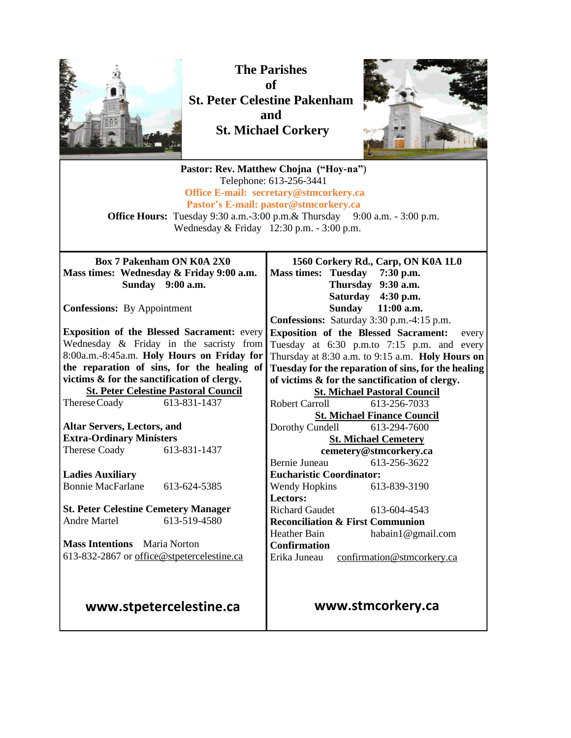# The Parishes of St. Peter Celestine Pakenham and St. Michael Corkery

**Pastor: Rev. Matthew Chojna ("Hoy-na")**
Telephone: 613-256-3441
**Office E-mail: secretary@stmcorkery.ca**
**Pastor's E-mail: pastor@stmcorkery.ca**
**Office Hours:** Tuesday 9:30 a.m.-3:00 p.m.& Thursday 9:00 a.m. - 3:00 p.m.
Wednesday & Friday 12:30 p.m. - 3:00 p.m.

## St. Peter Celestine Pakenham

**Box 7 Pakenham ON K0A 2X0**

**Mass times: Wednesday & Friday 9:00 a.m.**
**Sunday 9:00 a.m.**

**Confessions:** By Appointment

**Exposition of the Blessed Sacrament:** every Wednesday & Friday in the sacristy from 8:00a.m.-8:45a.m. **Holy Hours on Friday for the reparation of sins, for the healing of victims & for the sanctification of clergy.**

**St. Peter Celestine Pastoral Council**
Therese Coady 613-831-1437

**Altar Servers, Lectors, and Extra-Ordinary Ministers**
Therese Coady 613-831-1437

**Ladies Auxiliary**
Bonnie MacFarlane 613-624-5385

**St. Peter Celestine Cemetery Manager**
Andre Martel 613-519-4580

**Mass Intentions** Maria Norton
613-832-2867 or office@stpetercelestine.ca

**www.stpetercelestine.ca**

## St. Michael Corkery

**1560 Corkery Rd., Carp, ON K0A 1L0**

**Mass times: Tuesday 7:30 p.m.**
**Thursday 9:30 a.m.**
**Saturday 4:30 p.m.**
**Sunday 11:00 a.m.**

**Confessions:** Saturday 3:30 p.m.-4:15 p.m.

**Exposition of the Blessed Sacrament:** every Tuesday at 6:30 p.m.to 7:15 p.m. and every Thursday at 8:30 a.m. to 9:15 a.m. **Holy Hours on Tuesday for the reparation of sins, for the healing of victims & for the sanctification of clergy.**

**St. Michael Pastoral Council**
Robert Carroll 613-256-7033

**St. Michael Finance Council**
Dorothy Cundell 613-294-7600

**St. Michael Cemetery**
**cemetery@stmcorkery.ca**
Bernie Juneau 613-256-3622

**Eucharistic Coordinator:**
Wendy Hopkins 613-839-3190

**Lectors:**
Richard Gaudet 613-604-4543

**Reconciliation & First Communion**
Heather Bain habain1@gmail.com

**Confirmation**
Erika Juneau confirmation@stmcorkery.ca

**www.stmcorkery.ca**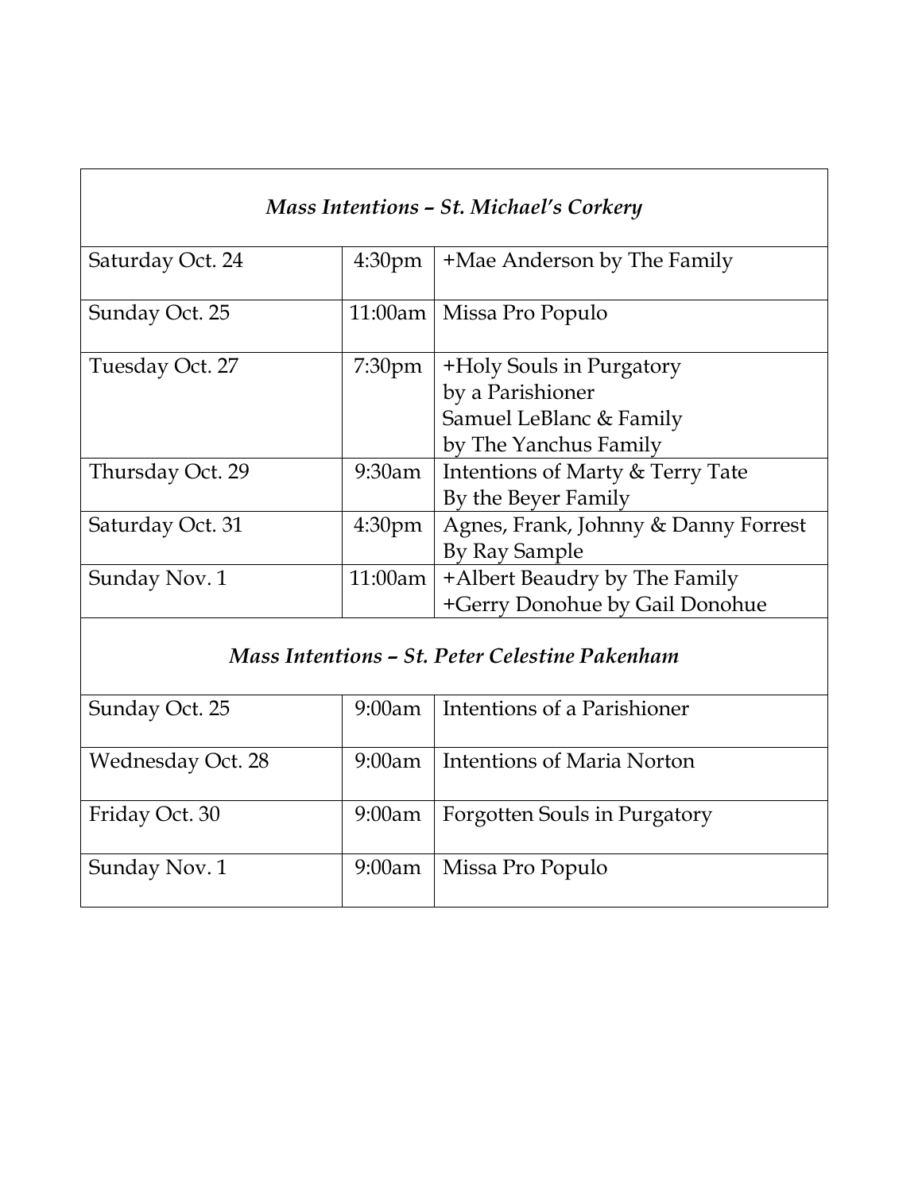*Mass Intentions – St. Michael's Corkery*

| | | |
|---|---|---|
| Saturday Oct. 24 | 4:30pm | +Mae Anderson by The Family |
| Sunday Oct. 25 | 11:00am | Missa Pro Populo |
| Tuesday Oct. 27 | 7:30pm | +Holy Souls in Purgatory<br>by a Parishioner<br>Samuel LeBlanc & Family<br>by The Yanchus Family |
| Thursday Oct. 29 | 9:30am | Intentions of Marty & Terry Tate<br>By the Beyer Family |
| Saturday Oct. 31 | 4:30pm | Agnes, Frank, Johnny & Danny Forrest<br>By Ray Sample |
| Sunday Nov. 1 | 11:00am | +Albert Beaudry by The Family<br>+Gerry Donohue by Gail Donohue |

*Mass Intentions – St. Peter Celestine Pakenham*

| | | |
|---|---|---|
| Sunday Oct. 25 | 9:00am | Intentions of a Parishioner |
| Wednesday Oct. 28 | 9:00am | Intentions of Maria Norton |
| Friday Oct. 30 | 9:00am | Forgotten Souls in Purgatory |
| Sunday Nov. 1 | 9:00am | Missa Pro Populo |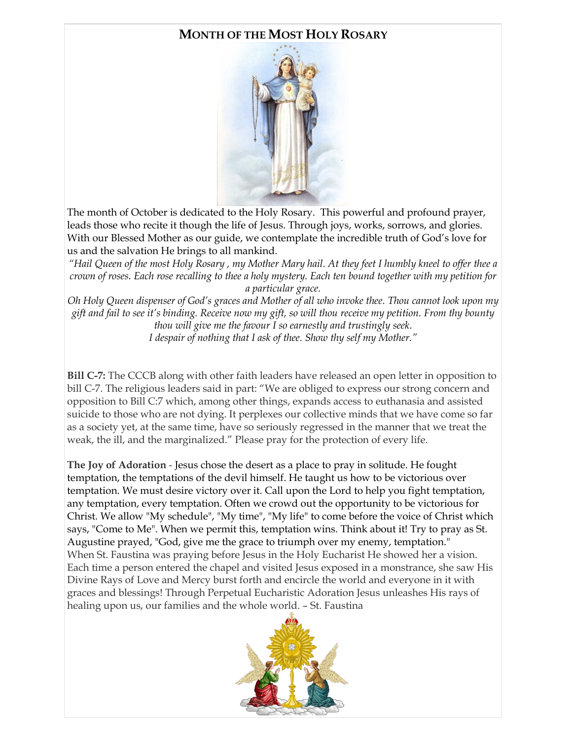## MONTH OF THE MOST HOLY ROSARY

The month of October is dedicated to the Holy Rosary. This powerful and profound prayer, leads those who recite it though the life of Jesus. Through joys, works, sorrows, and glories. With our Blessed Mother as our guide, we contemplate the incredible truth of God's love for us and the salvation He brings to all mankind.

*"Hail Queen of the most Holy Rosary , my Mother Mary hail. At they feet I humbly kneel to offer thee a crown of roses. Each rose recalling to thee a holy mystery. Each ten bound together with my petition for a particular grace.*

*Oh Holy Queen dispenser of God's graces and Mother of all who invoke thee. Thou cannot look upon my gift and fail to see it's binding. Receive now my gift, so will thou receive my petition. From thy bounty thou will give me the favour I so earnestly and trustingly seek.*

*I despair of nothing that I ask of thee. Show thy self my Mother."*

**Bill C-7:** The CCCB along with other faith leaders have released an open letter in opposition to bill C-7. The religious leaders said in part: "We are obliged to express our strong concern and opposition to Bill C:7 which, among other things, expands access to euthanasia and assisted suicide to those who are not dying. It perplexes our collective minds that we have come so far as a society yet, at the same time, have so seriously regressed in the manner that we treat the weak, the ill, and the marginalized." Please pray for the protection of every life.

**The Joy of Adoration** - Jesus chose the desert as a place to pray in solitude. He fought temptation, the temptations of the devil himself. He taught us how to be victorious over temptation. We must desire victory over it. Call upon the Lord to help you fight temptation, any temptation, every temptation. Often we crowd out the opportunity to be victorious for Christ. We allow "My schedule", "My time", "My life" to come before the voice of Christ which says, "Come to Me". When we permit this, temptation wins. Think about it! Try to pray as St. Augustine prayed, "God, give me the grace to triumph over my enemy, temptation."

When St. Faustina was praying before Jesus in the Holy Eucharist He showed her a vision. Each time a person entered the chapel and visited Jesus exposed in a monstrance, she saw His Divine Rays of Love and Mercy burst forth and encircle the world and everyone in it with graces and blessings! Through Perpetual Eucharistic Adoration Jesus unleashes His rays of healing upon us, our families and the whole world. – St. Faustina